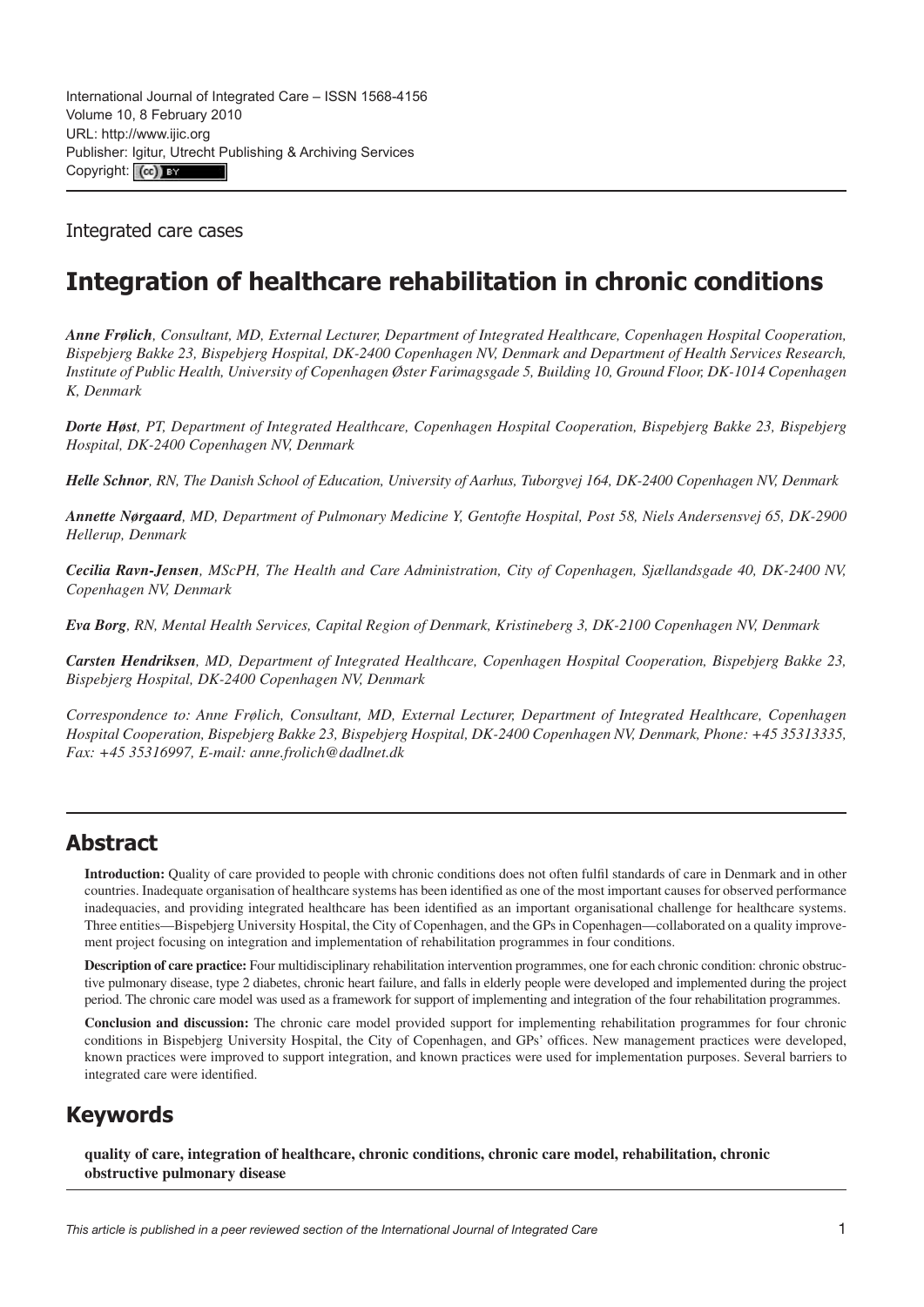International Journal of Integrated Care – ISSN 1568-4156
Volume 10, 8 February 2010
URL: http://www.ijic.org
Publisher: Igitur, Utrecht Publishing & Archiving Services
Copyright: (cc) BY

Integrated care cases

# Integration of healthcare rehabilitation in chronic conditions

***Anne Frølich**, Consultant, MD, External Lecturer, Department of Integrated Healthcare, Copenhagen Hospital Cooperation, Bispebjerg Bakke 23, Bispebjerg Hospital, DK-2400 Copenhagen NV, Denmark and Department of Health Services Research, Institute of Public Health, University of Copenhagen Øster Farimagsgade 5, Building 10, Ground Floor, DK-1014 Copenhagen K, Denmark*

***Dorte Høst**, PT, Department of Integrated Healthcare, Copenhagen Hospital Cooperation, Bispebjerg Bakke 23, Bispebjerg Hospital, DK-2400 Copenhagen NV, Denmark*

***Helle Schnor**, RN, The Danish School of Education, University of Aarhus, Tuborgvej 164, DK-2400 Copenhagen NV, Denmark*

***Annette Nørgaard**, MD, Department of Pulmonary Medicine Y, Gentofte Hospital, Post 58, Niels Andersensvej 65, DK-2900 Hellerup, Denmark*

***Cecilia Ravn-Jensen**, MScPH, The Health and Care Administration, City of Copenhagen, Sjællandsgade 40, DK-2400 NV, Copenhagen NV, Denmark*

***Eva Borg**, RN, Mental Health Services, Capital Region of Denmark, Kristineberg 3, DK-2100 Copenhagen NV, Denmark*

***Carsten Hendriksen**, MD, Department of Integrated Healthcare, Copenhagen Hospital Cooperation, Bispebjerg Bakke 23, Bispebjerg Hospital, DK-2400 Copenhagen NV, Denmark*

*Correspondence to: Anne Frølich, Consultant, MD, External Lecturer, Department of Integrated Healthcare, Copenhagen Hospital Cooperation, Bispebjerg Bakke 23, Bispebjerg Hospital, DK-2400 Copenhagen NV, Denmark, Phone: +45 35313335, Fax: +45 35316997, E-mail: anne.frolich@dadlnet.dk*

## Abstract

**Introduction:** Quality of care provided to people with chronic conditions does not often fulfil standards of care in Denmark and in other countries. Inadequate organisation of healthcare systems has been identified as one of the most important causes for observed performance inadequacies, and providing integrated healthcare has been identified as an important organisational challenge for healthcare systems. Three entities—Bispebjerg University Hospital, the City of Copenhagen, and the GPs in Copenhagen—collaborated on a quality improvement project focusing on integration and implementation of rehabilitation programmes in four conditions.

**Description of care practice:** Four multidisciplinary rehabilitation intervention programmes, one for each chronic condition: chronic obstructive pulmonary disease, type 2 diabetes, chronic heart failure, and falls in elderly people were developed and implemented during the project period. The chronic care model was used as a framework for support of implementing and integration of the four rehabilitation programmes.

**Conclusion and discussion:** The chronic care model provided support for implementing rehabilitation programmes for four chronic conditions in Bispebjerg University Hospital, the City of Copenhagen, and GPs' offices. New management practices were developed, known practices were improved to support integration, and known practices were used for implementation purposes. Several barriers to integrated care were identified.

## Keywords

**quality of care, integration of healthcare, chronic conditions, chronic care model, rehabilitation, chronic obstructive pulmonary disease**

*This article is published in a peer reviewed section of the International Journal of Integrated Care*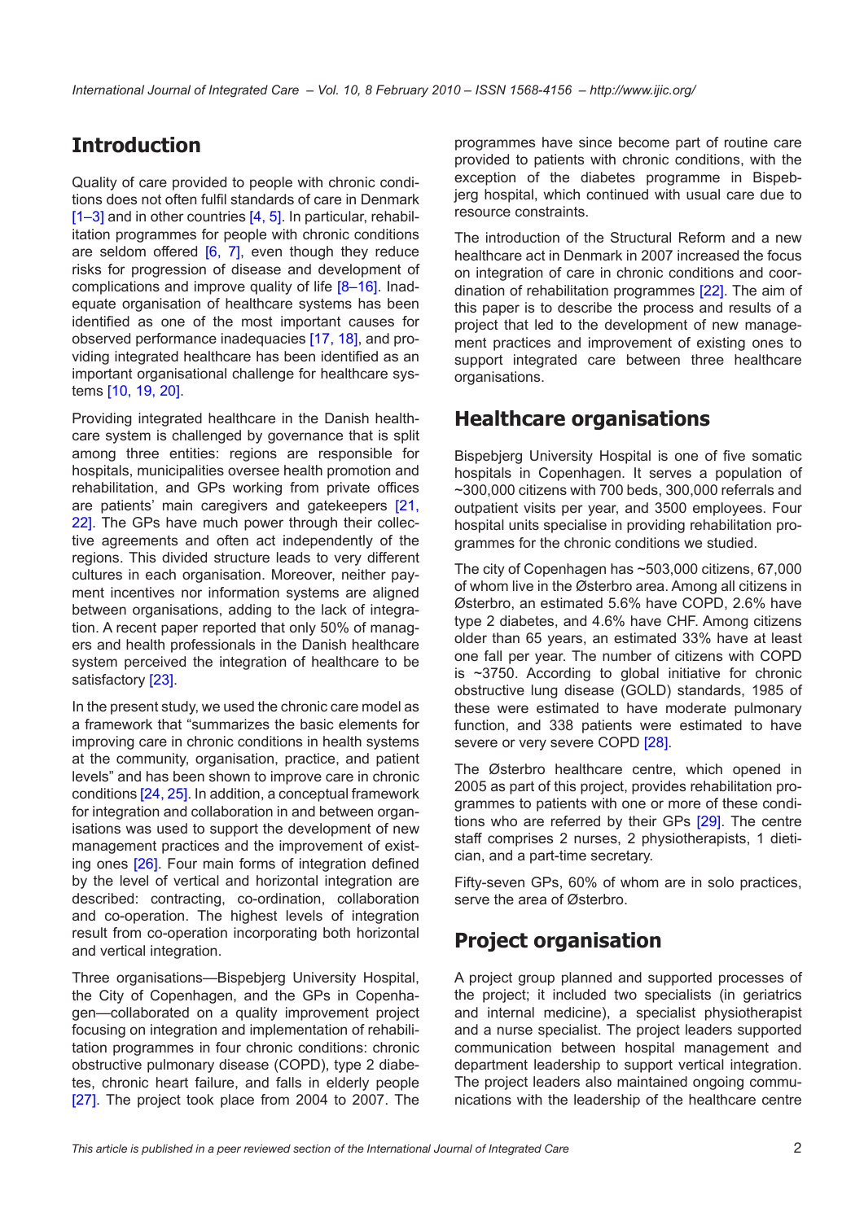## Introduction

Quality of care provided to people with chronic conditions does not often fulfil standards of care in Denmark [1–3] and in other countries [4, 5]. In particular, rehabilitation programmes for people with chronic conditions are seldom offered [6, 7], even though they reduce risks for progression of disease and development of complications and improve quality of life [8–16]. Inadequate organisation of healthcare systems has been identified as one of the most important causes for observed performance inadequacies [17, 18], and providing integrated healthcare has been identified as an important organisational challenge for healthcare systems [10, 19, 20].

Providing integrated healthcare in the Danish healthcare system is challenged by governance that is split among three entities: regions are responsible for hospitals, municipalities oversee health promotion and rehabilitation, and GPs working from private offices are patients' main caregivers and gatekeepers [21, 22]. The GPs have much power through their collective agreements and often act independently of the regions. This divided structure leads to very different cultures in each organisation. Moreover, neither payment incentives nor information systems are aligned between organisations, adding to the lack of integration. A recent paper reported that only 50% of managers and health professionals in the Danish healthcare system perceived the integration of healthcare to be satisfactory [23].

In the present study, we used the chronic care model as a framework that "summarizes the basic elements for improving care in chronic conditions in health systems at the community, organisation, practice, and patient levels" and has been shown to improve care in chronic conditions [24, 25]. In addition, a conceptual framework for integration and collaboration in and between organisations was used to support the development of new management practices and the improvement of existing ones [26]. Four main forms of integration defined by the level of vertical and horizontal integration are described: contracting, co-ordination, collaboration and co-operation. The highest levels of integration result from co-operation incorporating both horizontal and vertical integration.

Three organisations—Bispebjerg University Hospital, the City of Copenhagen, and the GPs in Copenhagen—collaborated on a quality improvement project focusing on integration and implementation of rehabilitation programmes in four chronic conditions: chronic obstructive pulmonary disease (COPD), type 2 diabetes, chronic heart failure, and falls in elderly people [27]. The project took place from 2004 to 2007. The programmes have since become part of routine care provided to patients with chronic conditions, with the exception of the diabetes programme in Bispebjerg hospital, which continued with usual care due to resource constraints.

The introduction of the Structural Reform and a new healthcare act in Denmark in 2007 increased the focus on integration of care in chronic conditions and coordination of rehabilitation programmes [22]. The aim of this paper is to describe the process and results of a project that led to the development of new management practices and improvement of existing ones to support integrated care between three healthcare organisations.

## Healthcare organisations

Bispebjerg University Hospital is one of five somatic hospitals in Copenhagen. It serves a population of ~300,000 citizens with 700 beds, 300,000 referrals and outpatient visits per year, and 3500 employees. Four hospital units specialise in providing rehabilitation programmes for the chronic conditions we studied.

The city of Copenhagen has ~503,000 citizens, 67,000 of whom live in the Østerbro area. Among all citizens in Østerbro, an estimated 5.6% have COPD, 2.6% have type 2 diabetes, and 4.6% have CHF. Among citizens older than 65 years, an estimated 33% have at least one fall per year. The number of citizens with COPD is ~3750. According to global initiative for chronic obstructive lung disease (GOLD) standards, 1985 of these were estimated to have moderate pulmonary function, and 338 patients were estimated to have severe or very severe COPD [28].

The Østerbro healthcare centre, which opened in 2005 as part of this project, provides rehabilitation programmes to patients with one or more of these conditions who are referred by their GPs [29]. The centre staff comprises 2 nurses, 2 physiotherapists, 1 dietician, and a part-time secretary.

Fifty-seven GPs, 60% of whom are in solo practices, serve the area of Østerbro.

## Project organisation

A project group planned and supported processes of the project; it included two specialists (in geriatrics and internal medicine), a specialist physiotherapist and a nurse specialist. The project leaders supported communication between hospital management and department leadership to support vertical integration. The project leaders also maintained ongoing communications with the leadership of the healthcare centre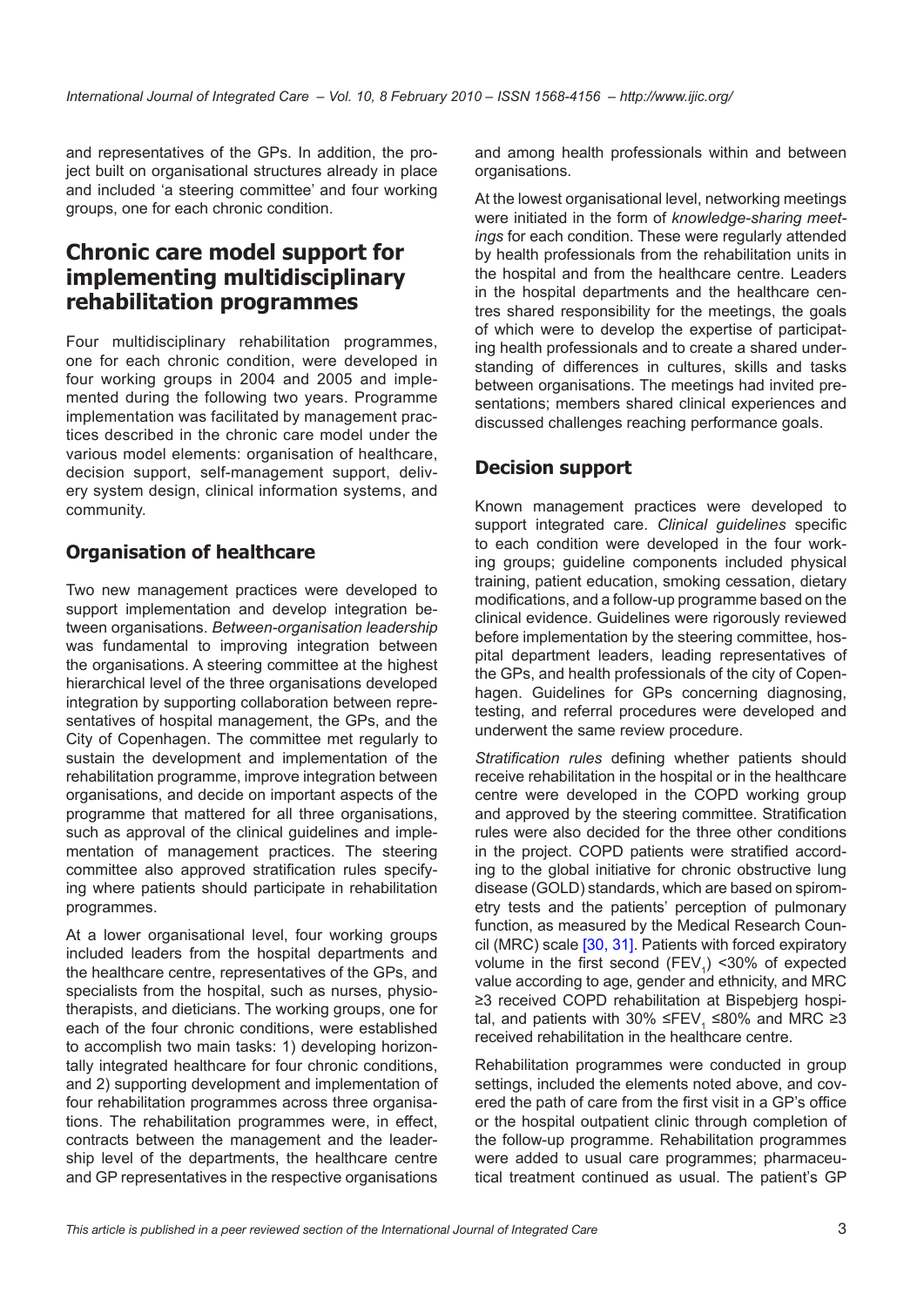and representatives of the GPs. In addition, the project built on organisational structures already in place and included 'a steering committee' and four working groups, one for each chronic condition.

## Chronic care model support for implementing multidisciplinary rehabilitation programmes

Four multidisciplinary rehabilitation programmes, one for each chronic condition, were developed in four working groups in 2004 and 2005 and implemented during the following two years. Programme implementation was facilitated by management practices described in the chronic care model under the various model elements: organisation of healthcare, decision support, self-management support, delivery system design, clinical information systems, and community.

### Organisation of healthcare

Two new management practices were developed to support implementation and develop integration between organisations. *Between-organisation leadership* was fundamental to improving integration between the organisations. A steering committee at the highest hierarchical level of the three organisations developed integration by supporting collaboration between representatives of hospital management, the GPs, and the City of Copenhagen. The committee met regularly to sustain the development and implementation of the rehabilitation programme, improve integration between organisations, and decide on important aspects of the programme that mattered for all three organisations, such as approval of the clinical guidelines and implementation of management practices. The steering committee also approved stratification rules specifying where patients should participate in rehabilitation programmes.

At a lower organisational level, four working groups included leaders from the hospital departments and the healthcare centre, representatives of the GPs, and specialists from the hospital, such as nurses, physiotherapists, and dieticians. The working groups, one for each of the four chronic conditions, were established to accomplish two main tasks: 1) developing horizontally integrated healthcare for four chronic conditions, and 2) supporting development and implementation of four rehabilitation programmes across three organisations. The rehabilitation programmes were, in effect, contracts between the management and the leadership level of the departments, the healthcare centre and GP representatives in the respective organisations and among health professionals within and between organisations.

At the lowest organisational level, networking meetings were initiated in the form of *knowledge-sharing meetings* for each condition. These were regularly attended by health professionals from the rehabilitation units in the hospital and from the healthcare centre. Leaders in the hospital departments and the healthcare centres shared responsibility for the meetings, the goals of which were to develop the expertise of participating health professionals and to create a shared understanding of differences in cultures, skills and tasks between organisations. The meetings had invited presentations; members shared clinical experiences and discussed challenges reaching performance goals.

### Decision support

Known management practices were developed to support integrated care. *Clinical guidelines* specific to each condition were developed in the four working groups; guideline components included physical training, patient education, smoking cessation, dietary modifications, and a follow-up programme based on the clinical evidence. Guidelines were rigorously reviewed before implementation by the steering committee, hospital department leaders, leading representatives of the GPs, and health professionals of the city of Copenhagen. Guidelines for GPs concerning diagnosing, testing, and referral procedures were developed and underwent the same review procedure.

*Stratification rules* defining whether patients should receive rehabilitation in the hospital or in the healthcare centre were developed in the COPD working group and approved by the steering committee. Stratification rules were also decided for the three other conditions in the project. COPD patients were stratified according to the global initiative for chronic obstructive lung disease (GOLD) standards, which are based on spirometry tests and the patients' perception of pulmonary function, as measured by the Medical Research Council (MRC) scale [30, 31]. Patients with forced expiratory volume in the first second ($FEV_1$) <30% of expected value according to age, gender and ethnicity, and MRC ≥3 received COPD rehabilitation at Bispebjerg hospital, and patients with 30% ≤$FEV_1$ ≤80% and MRC ≥3 received rehabilitation in the healthcare centre.

Rehabilitation programmes were conducted in group settings, included the elements noted above, and covered the path of care from the first visit in a GP's office or the hospital outpatient clinic through completion of the follow-up programme. Rehabilitation programmes were added to usual care programmes; pharmaceutical treatment continued as usual. The patient's GP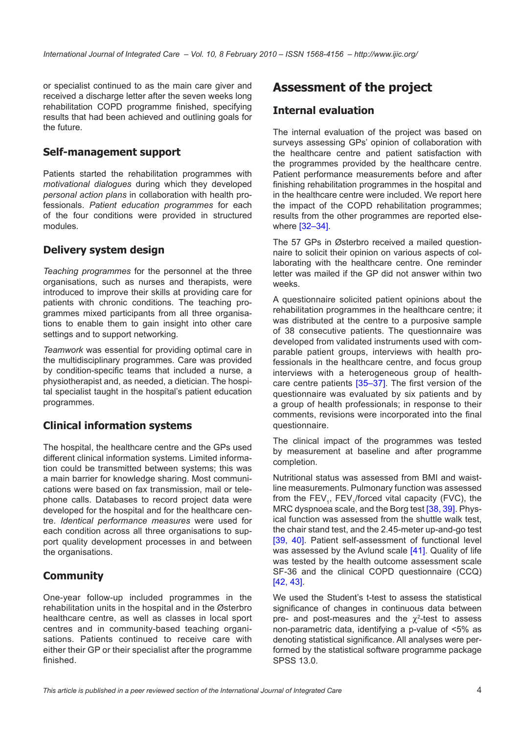or specialist continued to as the main care giver and received a discharge letter after the seven weeks long rehabilitation COPD programme finished, specifying results that had been achieved and outlining goals for the future.

## Self-management support

Patients started the rehabilitation programmes with *motivational dialogues* during which they developed *personal action plans* in collaboration with health professionals. *Patient education programmes* for each of the four conditions were provided in structured modules.

## Delivery system design

*Teaching programmes* for the personnel at the three organisations, such as nurses and therapists, were introduced to improve their skills at providing care for patients with chronic conditions. The teaching programmes mixed participants from all three organisations to enable them to gain insight into other care settings and to support networking.

*Teamwork* was essential for providing optimal care in the multidisciplinary programmes. Care was provided by condition-specific teams that included a nurse, a physiotherapist and, as needed, a dietician. The hospital specialist taught in the hospital's patient education programmes.

## Clinical information systems

The hospital, the healthcare centre and the GPs used different clinical information systems. Limited information could be transmitted between systems; this was a main barrier for knowledge sharing. Most communications were based on fax transmission, mail or telephone calls. Databases to record project data were developed for the hospital and for the healthcare centre. *Identical performance measures* were used for each condition across all three organisations to support quality development processes in and between the organisations.

## Community

One-year follow-up included programmes in the rehabilitation units in the hospital and in the Østerbro healthcare centre, as well as classes in local sport centres and in community-based teaching organisations. Patients continued to receive care with either their GP or their specialist after the programme finished.

# Assessment of the project

## Internal evaluation

The internal evaluation of the project was based on surveys assessing GPs' opinion of collaboration with the healthcare centre and patient satisfaction with the programmes provided by the healthcare centre. Patient performance measurements before and after finishing rehabilitation programmes in the hospital and in the healthcare centre were included. We report here the impact of the COPD rehabilitation programmes; results from the other programmes are reported elsewhere [32–34].

The 57 GPs in Østerbro received a mailed questionnaire to solicit their opinion on various aspects of collaborating with the healthcare centre. One reminder letter was mailed if the GP did not answer within two weeks.

A questionnaire solicited patient opinions about the rehabilitation programmes in the healthcare centre; it was distributed at the centre to a purposive sample of 38 consecutive patients. The questionnaire was developed from validated instruments used with comparable patient groups, interviews with health professionals in the healthcare centre, and focus group interviews with a heterogeneous group of healthcare centre patients [35–37]. The first version of the questionnaire was evaluated by six patients and by a group of health professionals; in response to their comments, revisions were incorporated into the final questionnaire.

The clinical impact of the programmes was tested by measurement at baseline and after programme completion.

Nutritional status was assessed from BMI and waistline measurements. Pulmonary function was assessed from the $FEV_1$, $FEV_1$/forced vital capacity (FVC), the MRC dyspnoea scale, and the Borg test [38, 39]. Physical function was assessed from the shuttle walk test, the chair stand test, and the 2.45-meter up-and-go test [39, 40]. Patient self-assessment of functional level was assessed by the Avlund scale [41]. Quality of life was tested by the health outcome assessment scale SF-36 and the clinical COPD questionnaire (CCQ) [42, 43].

We used the Student's t-test to assess the statistical significance of changes in continuous data between pre- and post-measures and the $\chi^2$-test to assess non-parametric data, identifying a p-value of <5% as denoting statistical significance. All analyses were performed by the statistical software programme package SPSS 13.0.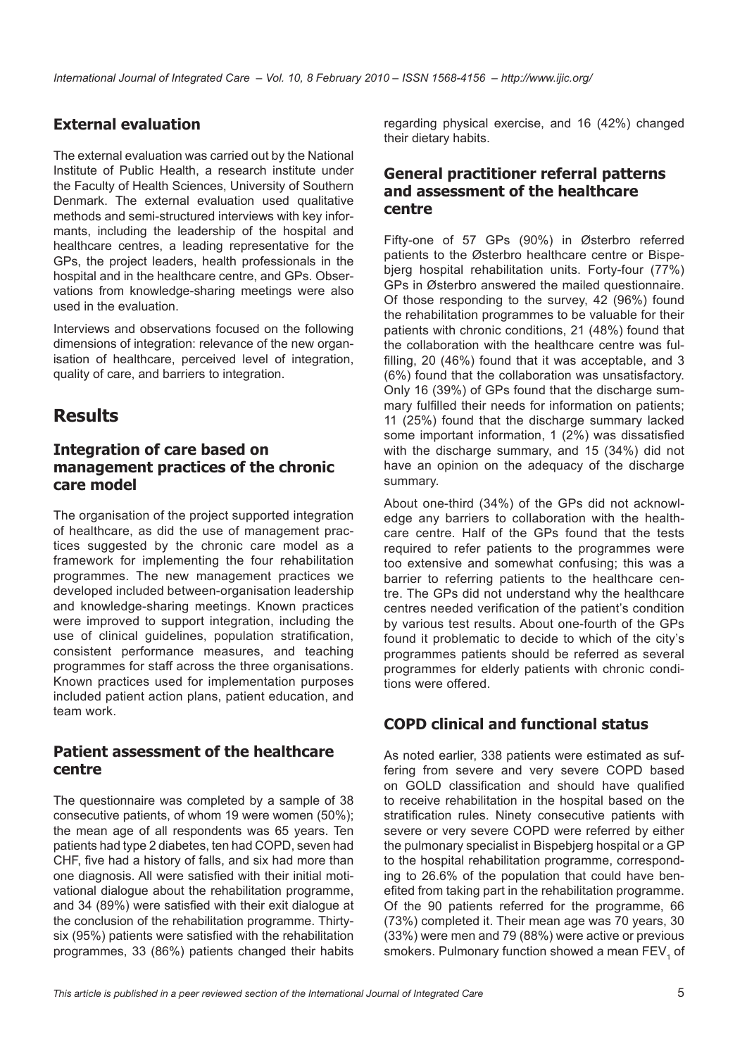## External evaluation

The external evaluation was carried out by the National Institute of Public Health, a research institute under the Faculty of Health Sciences, University of Southern Denmark. The external evaluation used qualitative methods and semi-structured interviews with key informants, including the leadership of the hospital and healthcare centres, a leading representative for the GPs, the project leaders, health professionals in the hospital and in the healthcare centre, and GPs. Observations from knowledge-sharing meetings were also used in the evaluation.

Interviews and observations focused on the following dimensions of integration: relevance of the new organisation of healthcare, perceived level of integration, quality of care, and barriers to integration.

# Results

## Integration of care based on management practices of the chronic care model

The organisation of the project supported integration of healthcare, as did the use of management practices suggested by the chronic care model as a framework for implementing the four rehabilitation programmes. The new management practices we developed included between-organisation leadership and knowledge-sharing meetings. Known practices were improved to support integration, including the use of clinical guidelines, population stratification, consistent performance measures, and teaching programmes for staff across the three organisations. Known practices used for implementation purposes included patient action plans, patient education, and team work.

## Patient assessment of the healthcare centre

The questionnaire was completed by a sample of 38 consecutive patients, of whom 19 were women (50%); the mean age of all respondents was 65 years. Ten patients had type 2 diabetes, ten had COPD, seven had CHF, five had a history of falls, and six had more than one diagnosis. All were satisfied with their initial motivational dialogue about the rehabilitation programme, and 34 (89%) were satisfied with their exit dialogue at the conclusion of the rehabilitation programme. Thirty-six (95%) patients were satisfied with the rehabilitation programmes, 33 (86%) patients changed their habits regarding physical exercise, and 16 (42%) changed their dietary habits.

## General practitioner referral patterns and assessment of the healthcare centre

Fifty-one of 57 GPs (90%) in Østerbro referred patients to the Østerbro healthcare centre or Bispebjerg hospital rehabilitation units. Forty-four (77%) GPs in Østerbro answered the mailed questionnaire. Of those responding to the survey, 42 (96%) found the rehabilitation programmes to be valuable for their patients with chronic conditions, 21 (48%) found that the collaboration with the healthcare centre was fulfilling, 20 (46%) found that it was acceptable, and 3 (6%) found that the collaboration was unsatisfactory. Only 16 (39%) of GPs found that the discharge summary fulfilled their needs for information on patients; 11 (25%) found that the discharge summary lacked some important information, 1 (2%) was dissatisfied with the discharge summary, and 15 (34%) did not have an opinion on the adequacy of the discharge summary.

About one-third (34%) of the GPs did not acknowledge any barriers to collaboration with the healthcare centre. Half of the GPs found that the tests required to refer patients to the programmes were too extensive and somewhat confusing; this was a barrier to referring patients to the healthcare centre. The GPs did not understand why the healthcare centres needed verification of the patient's condition by various test results. About one-fourth of the GPs found it problematic to decide to which of the city's programmes patients should be referred as several programmes for elderly patients with chronic conditions were offered.

## COPD clinical and functional status

As noted earlier, 338 patients were estimated as suffering from severe and very severe COPD based on GOLD classification and should have qualified to receive rehabilitation in the hospital based on the stratification rules. Ninety consecutive patients with severe or very severe COPD were referred by either the pulmonary specialist in Bispebjerg hospital or a GP to the hospital rehabilitation programme, corresponding to 26.6% of the population that could have benefited from taking part in the rehabilitation programme. Of the 90 patients referred for the programme, 66 (73%) completed it. Their mean age was 70 years, 30 (33%) were men and 79 (88%) were active or previous smokers. Pulmonary function showed a mean $FEV_1$ of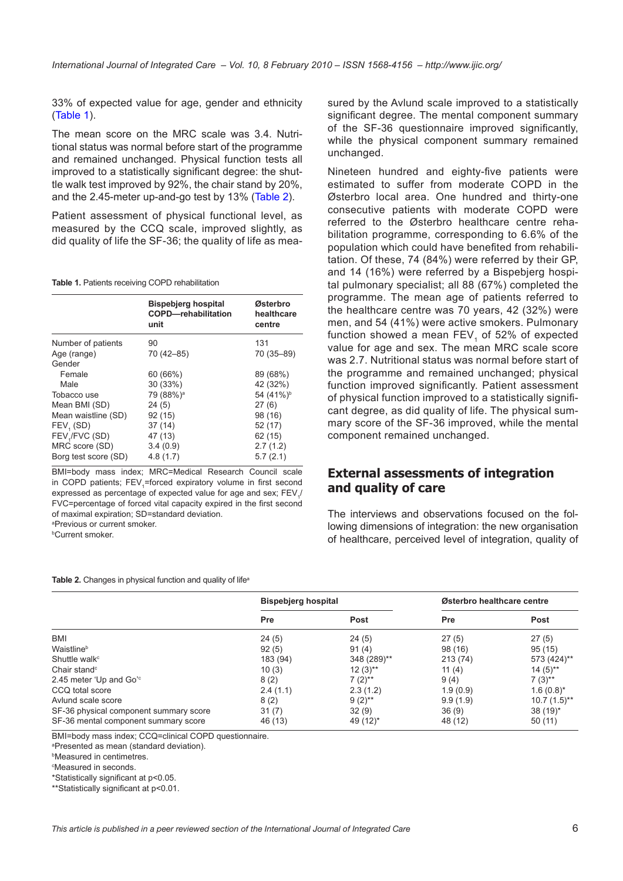33% of expected value for age, gender and ethnicity (Table 1).

The mean score on the MRC scale was 3.4. Nutritional status was normal before start of the programme and remained unchanged. Physical function tests all improved to a statistically significant degree: the shuttle walk test improved by 92%, the chair stand by 20%, and the 2.45-meter up-and-go test by 13% (Table 2).

Patient assessment of physical functional level, as measured by the CCQ scale, improved slightly, as did quality of life the SF-36; the quality of life as measured by the Avlund scale improved to a statistically significant degree. The mental component summary of the SF-36 questionnaire improved significantly, while the physical component summary remained unchanged.

Nineteen hundred and eighty-five patients were estimated to suffer from moderate COPD in the Østerbro local area. One hundred and thirty-one consecutive patients with moderate COPD were referred to the Østerbro healthcare centre rehabilitation programme, corresponding to 6.6% of the population which could have benefited from rehabilitation. Of these, 74 (84%) were referred by their GP, and 14 (16%) were referred by a Bispebjerg hospital pulmonary specialist; all 88 (67%) completed the programme. The mean age of patients referred to the healthcare centre was 70 years, 42 (32%) were men, and 54 (41%) were active smokers. Pulmonary function showed a mean $FEV_1$ of 52% of expected value for age and sex. The mean MRC scale score was 2.7. Nutritional status was normal before start of the programme and remained unchanged; physical function improved significantly. Patient assessment of physical function improved to a statistically significant degree, as did quality of life. The physical summary score of the SF-36 improved, while the mental component remained unchanged.

**Table 1.** Patients receiving COPD rehabilitation

| | Bispebjerg hospital COPD—rehabilitation unit | Østerbro healthcare centre |
|---|---|---|
| Number of patients | 90 | 131 |
| Age (range) | 70 (42–85) | 70 (35–89) |
| Gender | | |
| Female | 60 (66%) | 89 (68%) |
| Male | 30 (33%) | 42 (32%) |
| Tobacco use | 79 (88%)[a] | 54 (41%)[b] |
| Mean BMI (SD) | 24 (5) | 27 (6) |
| Mean waistline (SD) | 92 (15) | 98 (16) |
| $FEV_1$ (SD) | 37 (14) | 52 (17) |
| $FEV_1$/FVC (SD) | 47 (13) | 62 (15) |
| MRC score (SD) | 3.4 (0.9) | 2.7 (1.2) |
| Borg test score (SD) | 4.8 (1.7) | 5.7 (2.1) |

BMI=body mass index; MRC=Medical Research Council scale in COPD patients; $FEV_1$=forced expiratory volume in first second expressed as percentage of expected value for age and sex; $FEV_1$/FVC=percentage of forced vital capacity expired in the first second of maximal expiration; SD=standard deviation.
[a]Previous or current smoker.
[b]Current smoker.

## External assessments of integration and quality of care

The interviews and observations focused on the following dimensions of integration: the new organisation of healthcare, perceived level of integration, quality of

**Table 2.** Changes in physical function and quality of life[a]

| | Bispebjerg hospital | | Østerbro healthcare centre | |
|---|---|---|---|---|
| | Pre | Post | Pre | Post |
| BMI | 24 (5) | 24 (5) | 27 (5) | 27 (5) |
| Waistline[b] | 92 (5) | 91 (4) | 98 (16) | 95 (15) |
| Shuttle walk[c] | 183 (94) | 348 (289)** | 213 (74) | 573 (424)** |
| Chair stand[c] | 10 (3) | 12 (3)** | 11 (4) | 14 (5)** |
| 2.45 meter 'Up and Go'[c] | 8 (2) | 7 (2)** | 9 (4) | 7 (3)** |
| CCQ total score | 2.4 (1.1) | 2.3 (1.2) | 1.9 (0.9) | 1.6 (0.8)* |
| Avlund scale score | 8 (2) | 9 (2)** | 9.9 (1.9) | 10.7 (1.5)** |
| SF-36 physical component summary score | 31 (7) | 32 (9) | 36 (9) | 38 (19)* |
| SF-36 mental component summary score | 46 (13) | 49 (12)* | 48 (12) | 50 (11) |

BMI=body mass index; CCQ=clinical COPD questionnaire.
[a]Presented as mean (standard deviation).
[b]Measured in centimetres.
[c]Measured in seconds.
*Statistically significant at $p<0.05$.
**Statistically significant at $p<0.01$.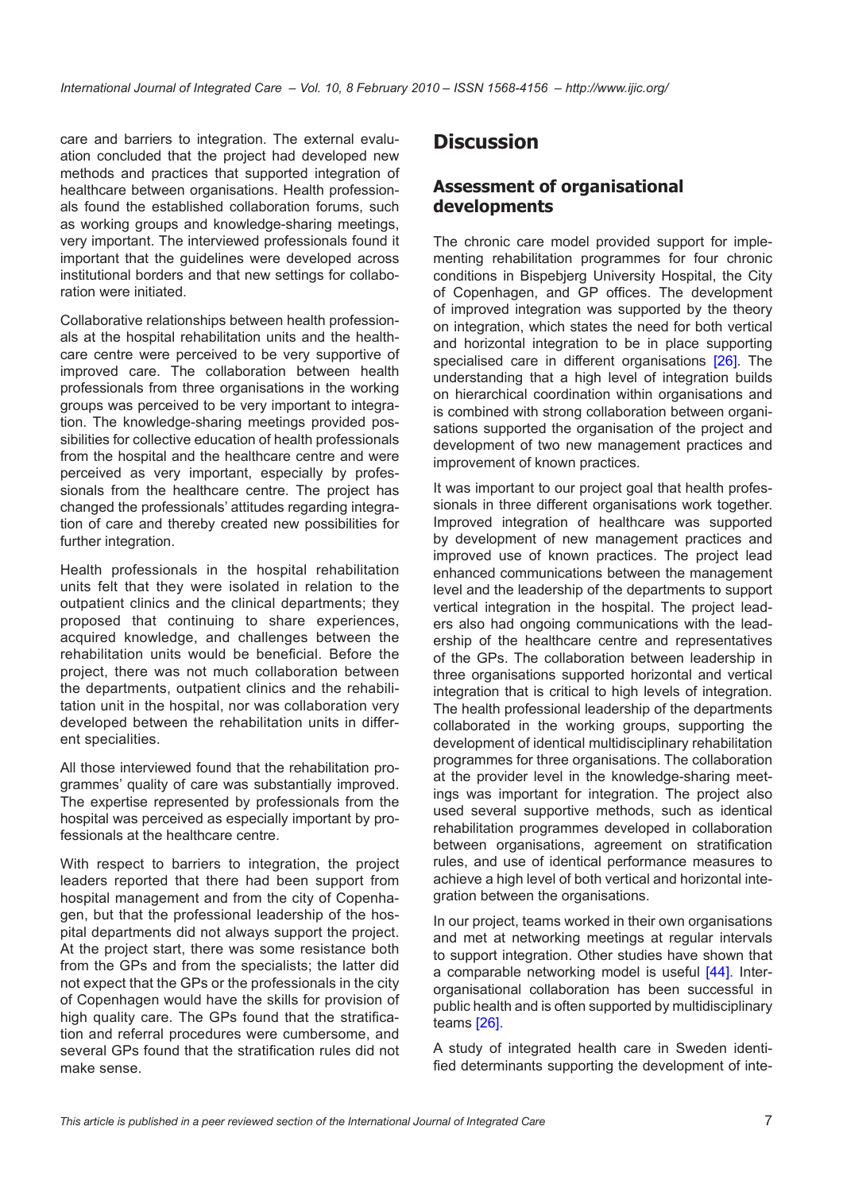care and barriers to integration. The external evaluation concluded that the project had developed new methods and practices that supported integration of healthcare between organisations. Health professionals found the established collaboration forums, such as working groups and knowledge-sharing meetings, very important. The interviewed professionals found it important that the guidelines were developed across institutional borders and that new settings for collaboration were initiated.

Collaborative relationships between health professionals at the hospital rehabilitation units and the healthcare centre were perceived to be very supportive of improved care. The collaboration between health professionals from three organisations in the working groups was perceived to be very important to integration. The knowledge-sharing meetings provided possibilities for collective education of health professionals from the hospital and the healthcare centre and were perceived as very important, especially by professionals from the healthcare centre. The project has changed the professionals' attitudes regarding integration of care and thereby created new possibilities for further integration.

Health professionals in the hospital rehabilitation units felt that they were isolated in relation to the outpatient clinics and the clinical departments; they proposed that continuing to share experiences, acquired knowledge, and challenges between the rehabilitation units would be beneficial. Before the project, there was not much collaboration between the departments, outpatient clinics and the rehabilitation unit in the hospital, nor was collaboration very developed between the rehabilitation units in different specialities.

All those interviewed found that the rehabilitation programmes' quality of care was substantially improved. The expertise represented by professionals from the hospital was perceived as especially important by professionals at the healthcare centre.

With respect to barriers to integration, the project leaders reported that there had been support from hospital management and from the city of Copenhagen, but that the professional leadership of the hospital departments did not always support the project. At the project start, there was some resistance both from the GPs and from the specialists; the latter did not expect that the GPs or the professionals in the city of Copenhagen would have the skills for provision of high quality care. The GPs found that the stratification and referral procedures were cumbersome, and several GPs found that the stratification rules did not make sense.

# Discussion

## Assessment of organisational developments

The chronic care model provided support for implementing rehabilitation programmes for four chronic conditions in Bispebjerg University Hospital, the City of Copenhagen, and GP offices. The development of improved integration was supported by the theory on integration, which states the need for both vertical and horizontal integration to be in place supporting specialised care in different organisations [26]. The understanding that a high level of integration builds on hierarchical coordination within organisations and is combined with strong collaboration between organisations supported the organisation of the project and development of two new management practices and improvement of known practices.

It was important to our project goal that health professionals in three different organisations work together. Improved integration of healthcare was supported by development of new management practices and improved use of known practices. The project lead enhanced communications between the management level and the leadership of the departments to support vertical integration in the hospital. The project leaders also had ongoing communications with the leadership of the healthcare centre and representatives of the GPs. The collaboration between leadership in three organisations supported horizontal and vertical integration that is critical to high levels of integration. The health professional leadership of the departments collaborated in the working groups, supporting the development of identical multidisciplinary rehabilitation programmes for three organisations. The collaboration at the provider level in the knowledge-sharing meetings was important for integration. The project also used several supportive methods, such as identical rehabilitation programmes developed in collaboration between organisations, agreement on stratification rules, and use of identical performance measures to achieve a high level of both vertical and horizontal integration between the organisations.

In our project, teams worked in their own organisations and met at networking meetings at regular intervals to support integration. Other studies have shown that a comparable networking model is useful [44]. Inter-organisational collaboration has been successful in public health and is often supported by multidisciplinary teams [26].

A study of integrated health care in Sweden identified determinants supporting the development of inte-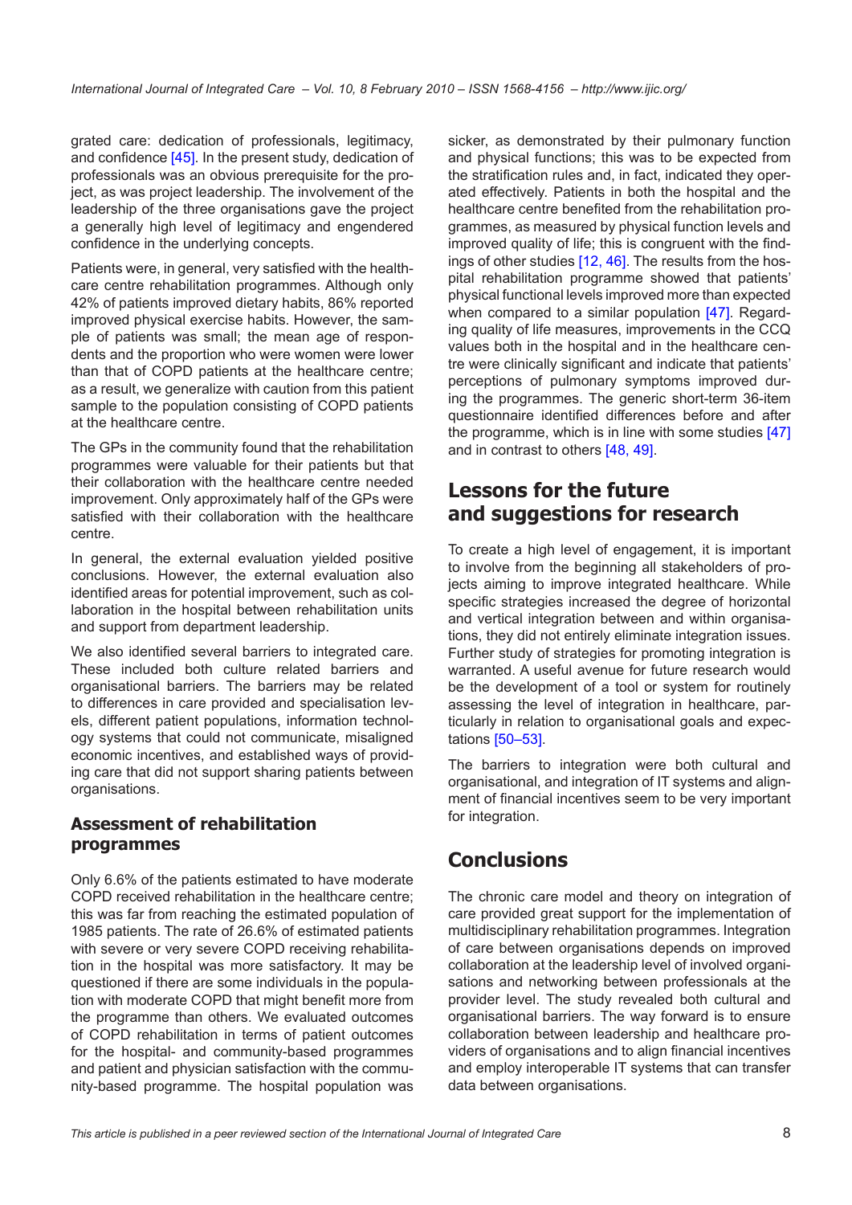grated care: dedication of professionals, legitimacy, and confidence [45]. In the present study, dedication of professionals was an obvious prerequisite for the project, as was project leadership. The involvement of the leadership of the three organisations gave the project a generally high level of legitimacy and engendered confidence in the underlying concepts.

Patients were, in general, very satisfied with the healthcare centre rehabilitation programmes. Although only 42% of patients improved dietary habits, 86% reported improved physical exercise habits. However, the sample of patients was small; the mean age of respondents and the proportion who were women were lower than that of COPD patients at the healthcare centre; as a result, we generalize with caution from this patient sample to the population consisting of COPD patients at the healthcare centre.

The GPs in the community found that the rehabilitation programmes were valuable for their patients but that their collaboration with the healthcare centre needed improvement. Only approximately half of the GPs were satisfied with their collaboration with the healthcare centre.

In general, the external evaluation yielded positive conclusions. However, the external evaluation also identified areas for potential improvement, such as collaboration in the hospital between rehabilitation units and support from department leadership.

We also identified several barriers to integrated care. These included both culture related barriers and organisational barriers. The barriers may be related to differences in care provided and specialisation levels, different patient populations, information technology systems that could not communicate, misaligned economic incentives, and established ways of providing care that did not support sharing patients between organisations.

### Assessment of rehabilitation programmes

Only 6.6% of the patients estimated to have moderate COPD received rehabilitation in the healthcare centre; this was far from reaching the estimated population of 1985 patients. The rate of 26.6% of estimated patients with severe or very severe COPD receiving rehabilitation in the hospital was more satisfactory. It may be questioned if there are some individuals in the population with moderate COPD that might benefit more from the programme than others. We evaluated outcomes of COPD rehabilitation in terms of patient outcomes for the hospital- and community-based programmes and patient and physician satisfaction with the community-based programme. The hospital population was sicker, as demonstrated by their pulmonary function and physical functions; this was to be expected from the stratification rules and, in fact, indicated they operated effectively. Patients in both the hospital and the healthcare centre benefited from the rehabilitation programmes, as measured by physical function levels and improved quality of life; this is congruent with the findings of other studies [12, 46]. The results from the hospital rehabilitation programme showed that patients' physical functional levels improved more than expected when compared to a similar population [47]. Regarding quality of life measures, improvements in the CCQ values both in the hospital and in the healthcare centre were clinically significant and indicate that patients' perceptions of pulmonary symptoms improved during the programmes. The generic short-term 36-item questionnaire identified differences before and after the programme, which is in line with some studies [47] and in contrast to others [48, 49].

## Lessons for the future and suggestions for research

To create a high level of engagement, it is important to involve from the beginning all stakeholders of projects aiming to improve integrated healthcare. While specific strategies increased the degree of horizontal and vertical integration between and within organisations, they did not entirely eliminate integration issues. Further study of strategies for promoting integration is warranted. A useful avenue for future research would be the development of a tool or system for routinely assessing the level of integration in healthcare, particularly in relation to organisational goals and expectations [50–53].

The barriers to integration were both cultural and organisational, and integration of IT systems and alignment of financial incentives seem to be very important for integration.

## Conclusions

The chronic care model and theory on integration of care provided great support for the implementation of multidisciplinary rehabilitation programmes. Integration of care between organisations depends on improved collaboration at the leadership level of involved organisations and networking between professionals at the provider level. The study revealed both cultural and organisational barriers. The way forward is to ensure collaboration between leadership and healthcare providers of organisations and to align financial incentives and employ interoperable IT systems that can transfer data between organisations.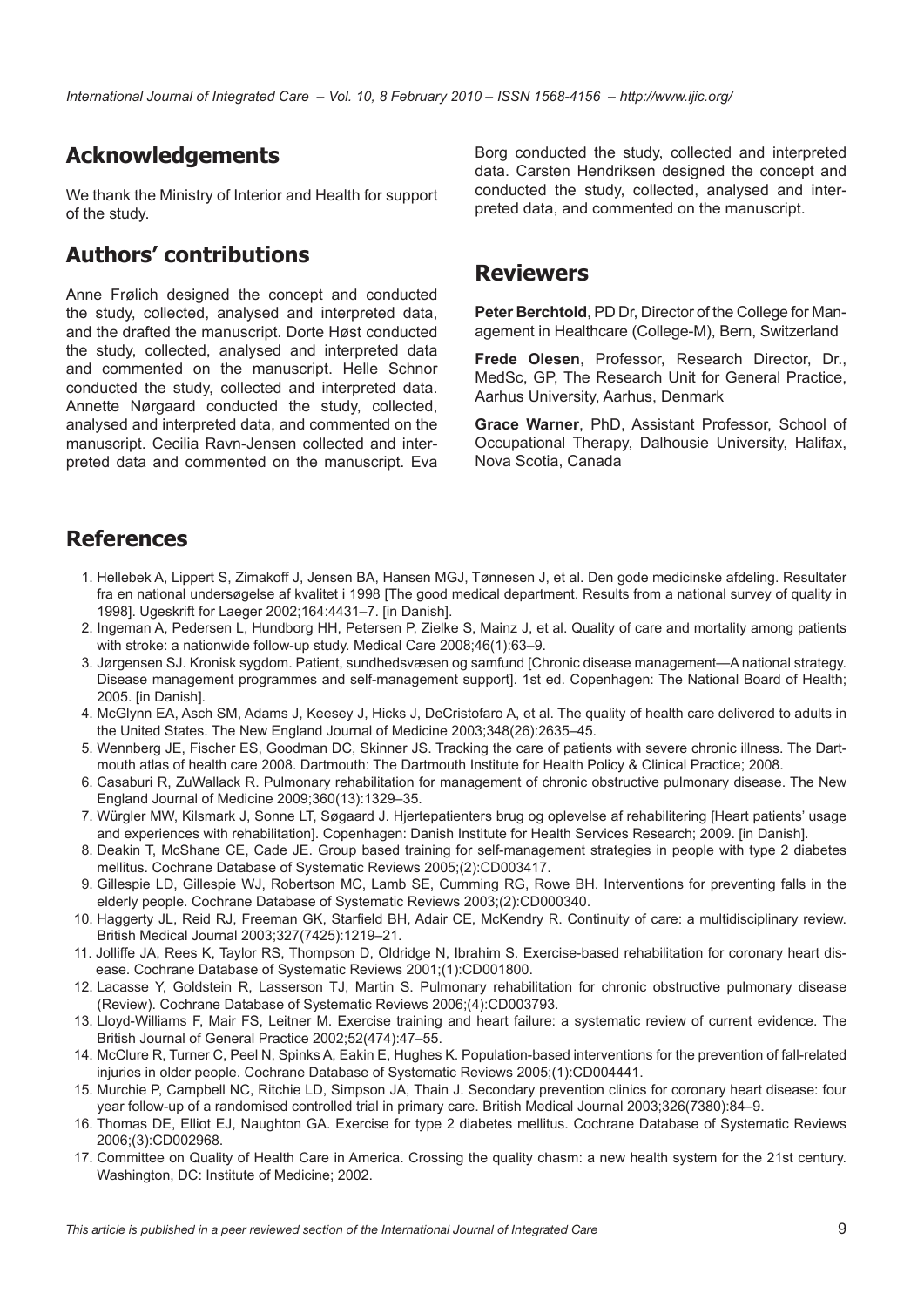## Acknowledgements

We thank the Ministry of Interior and Health for support of the study.

## Authors' contributions

Anne Frølich designed the concept and conducted the study, collected, analysed and interpreted data, and the drafted the manuscript. Dorte Høst conducted the study, collected, analysed and interpreted data and commented on the manuscript. Helle Schnor conducted the study, collected and interpreted data. Annette Nørgaard conducted the study, collected, analysed and interpreted data, and commented on the manuscript. Cecilia Ravn-Jensen collected and interpreted data and commented on the manuscript. Eva Borg conducted the study, collected and interpreted data. Carsten Hendriksen designed the concept and conducted the study, collected, analysed and interpreted data, and commented on the manuscript.

## Reviewers

**Peter Berchtold**, PD Dr, Director of the College for Management in Healthcare (College-M), Bern, Switzerland

**Frede Olesen**, Professor, Research Director, Dr., MedSc, GP, The Research Unit for General Practice, Aarhus University, Aarhus, Denmark

**Grace Warner**, PhD, Assistant Professor, School of Occupational Therapy, Dalhousie University, Halifax, Nova Scotia, Canada

## References

1. Hellebek A, Lippert S, Zimakoff J, Jensen BA, Hansen MGJ, Tønnesen J, et al. Den gode medicinske afdeling. Resultater fra en national undersøgelse af kvalitet i 1998 [The good medical department. Results from a national survey of quality in 1998]. Ugeskrift for Laeger 2002;164:4431–7. [in Danish].
2. Ingeman A, Pedersen L, Hundborg HH, Petersen P, Zielke S, Mainz J, et al. Quality of care and mortality among patients with stroke: a nationwide follow-up study. Medical Care 2008;46(1):63–9.
3. Jørgensen SJ. Kronisk sygdom. Patient, sundhedsvæsen og samfund [Chronic disease management—A national strategy. Disease management programmes and self-management support]. 1st ed. Copenhagen: The National Board of Health; 2005. [in Danish].
4. McGlynn EA, Asch SM, Adams J, Keesey J, Hicks J, DeCristofaro A, et al. The quality of health care delivered to adults in the United States. The New England Journal of Medicine 2003;348(26):2635–45.
5. Wennberg JE, Fischer ES, Goodman DC, Skinner JS. Tracking the care of patients with severe chronic illness. The Dartmouth atlas of health care 2008. Dartmouth: The Dartmouth Institute for Health Policy & Clinical Practice; 2008.
6. Casaburi R, ZuWallack R. Pulmonary rehabilitation for management of chronic obstructive pulmonary disease. The New England Journal of Medicine 2009;360(13):1329–35.
7. Würgler MW, Kilsmark J, Sonne LT, Søgaard J. Hjertepatienters brug og oplevelse af rehabilitering [Heart patients' usage and experiences with rehabilitation]. Copenhagen: Danish Institute for Health Services Research; 2009. [in Danish].
8. Deakin T, McShane CE, Cade JE. Group based training for self-management strategies in people with type 2 diabetes mellitus. Cochrane Database of Systematic Reviews 2005;(2):CD003417.
9. Gillespie LD, Gillespie WJ, Robertson MC, Lamb SE, Cumming RG, Rowe BH. Interventions for preventing falls in the elderly people. Cochrane Database of Systematic Reviews 2003;(2):CD000340.
10. Haggerty JL, Reid RJ, Freeman GK, Starfield BH, Adair CE, McKendry R. Continuity of care: a multidisciplinary review. British Medical Journal 2003;327(7425):1219–21.
11. Jolliffe JA, Rees K, Taylor RS, Thompson D, Oldridge N, Ibrahim S. Exercise-based rehabilitation for coronary heart disease. Cochrane Database of Systematic Reviews 2001;(1):CD001800.
12. Lacasse Y, Goldstein R, Lasserson TJ, Martin S. Pulmonary rehabilitation for chronic obstructive pulmonary disease (Review). Cochrane Database of Systematic Reviews 2006;(4):CD003793.
13. Lloyd-Williams F, Mair FS, Leitner M. Exercise training and heart failure: a systematic review of current evidence. The British Journal of General Practice 2002;52(474):47–55.
14. McClure R, Turner C, Peel N, Spinks A, Eakin E, Hughes K. Population-based interventions for the prevention of fall-related injuries in older people. Cochrane Database of Systematic Reviews 2005;(1):CD004441.
15. Murchie P, Campbell NC, Ritchie LD, Simpson JA, Thain J. Secondary prevention clinics for coronary heart disease: four year follow-up of a randomised controlled trial in primary care. British Medical Journal 2003;326(7380):84–9.
16. Thomas DE, Elliot EJ, Naughton GA. Exercise for type 2 diabetes mellitus. Cochrane Database of Systematic Reviews 2006;(3):CD002968.
17. Committee on Quality of Health Care in America. Crossing the quality chasm: a new health system for the 21st century. Washington, DC: Institute of Medicine; 2002.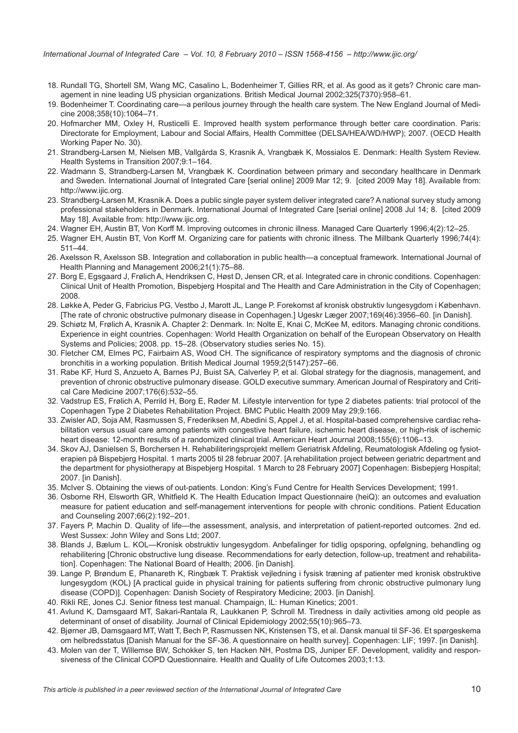18. Rundall TG, Shortell SM, Wang MC, Casalino L, Bodenheimer T, Gillies RR, et al. As good as it gets? Chronic care management in nine leading US physician organizations. British Medical Journal 2002;325(7370):958–61.
19. Bodenheimer T. Coordinating care—a perilous journey through the health care system. The New England Journal of Medicine 2008;358(10):1064–71.
20. Hofmarcher MM, Oxley H, Rusticelli E. Improved health system performance through better care coordination. Paris: Directorate for Employment, Labour and Social Affairs, Health Committee (DELSA/HEA/WD/HWP); 2007. (OECD Health Working Paper No. 30).
21. Strandberg-Larsen M, Nielsen MB, Vallgårda S, Krasnik A, Vrangbæk K, Mossialos E. Denmark: Health System Review. Health Systems in Transition 2007;9:1–164.
22. Wadmann S, Strandberg-Larsen M, Vrangbæk K. Coordination between primary and secondary healthcare in Denmark and Sweden. International Journal of Integrated Care [serial online] 2009 Mar 12; 9. [cited 2009 May 18]. Available from: http://www.ijic.org.
23. Strandberg-Larsen M, Krasnik A. Does a public single payer system deliver integrated care? A national survey study among professional stakeholders in Denmark. International Journal of Integrated Care [serial online] 2008 Jul 14; 8. [cited 2009 May 18]. Available from: http://www.ijic.org.
24. Wagner EH, Austin BT, Von Korff M. Improving outcomes in chronic illness. Managed Care Quarterly 1996;4(2):12–25.
25. Wagner EH, Austin BT, Von Korff M. Organizing care for patients with chronic illness. The Millbank Quarterly 1996;74(4): 511–44.
26. Axelsson R, Axelsson SB. Integration and collaboration in public health—a conceptual framework. International Journal of Health Planning and Management 2006;21(1):75–88.
27. Borg E, Egsgaard J, Frølich A, Hendriksen C, Høst D, Jensen CR, et al. Integrated care in chronic conditions. Copenhagen: Clinical Unit of Health Promotion, Bispebjerg Hospital and The Health and Care Administration in the City of Copenhagen; 2008.
28. Løkke A, Peder G, Fabricius PG, Vestbo J, Marott JL, Lange P. Forekomst af kronisk obstruktiv lungesygdom i København. [The rate of chronic obstructive pulmonary disease in Copenhagen.] Ugeskr Læger 2007;169(46):3956–60. [in Danish].
29. Schiøtz M, Frølich A, Krasnik A. Chapter 2: Denmark. In: Nolte E, Knai C, McKee M, editors. Managing chronic conditions. Experience in eight countries. Copenhagen: World Health Organization on behalf of the European Observatory on Health Systems and Policies; 2008. pp. 15–28. (Observatory studies series No. 15).
30. Fletcher CM, Elmes PC, Fairbairn AS, Wood CH. The significance of respiratory symptoms and the diagnosis of chronic bronchitis in a working population. British Medical Journal 1959;2(5147):257–66.
31. Rabe KF, Hurd S, Anzueto A, Barnes PJ, Buist SA, Calverley P, et al. Global strategy for the diagnosis, management, and prevention of chronic obstructive pulmonary disease. GOLD executive summary. American Journal of Respiratory and Critical Care Medicine 2007;176(6):532–55.
32. Vadstrup ES, Frølich A, Perrild H, Borg E, Røder M. Lifestyle intervention for type 2 diabetes patients: trial protocol of the Copenhagen Type 2 Diabetes Rehabilitation Project. BMC Public Health 2009 May 29;9:166.
33. Zwisler AD, Soja AM, Rasmussen S, Frederiksen M, Abedini S, Appel J, et al. Hospital-based comprehensive cardiac rehabilitation versus usual care among patients with congestive heart failure, ischemic heart disease, or high-risk of ischemic heart disease: 12-month results of a randomized clinical trial. American Heart Journal 2008;155(6):1106–13.
34. Skov AJ, Danielsen S, Borchersen H. Rehabiliteringsprojekt mellem Geriatrisk Afdeling, Reumatologisk Afdeling og fysioterapien på Bispebjerg Hospital. 1 marts 2005 til 28 februar 2007. [A rehabilitation project between geriatric department and the department for physiotherapy at Bispebjerg Hospital. 1 March to 28 February 2007] Copenhagen: Bisbepjerg Hospital; 2007. [in Danish].
35. McIver S. Obtaining the views of out-patients. London: King's Fund Centre for Health Services Development; 1991.
36. Osborne RH, Elsworth GR, Whitfield K. The Health Education Impact Questionnaire (heiQ): an outcomes and evaluation measure for patient education and self-management interventions for people with chronic conditions. Patient Education and Counseling 2007;66(2):192–201.
37. Fayers P, Machin D. Quality of life—the assessment, analysis, and interpretation of patient-reported outcomes. 2nd ed. West Sussex: John Wiley and Sons Ltd; 2007.
38. Blands J, Bælum L. KOL—Kronisk obstruktiv lungesygdom. Anbefalinger for tidlig opsporing, opfølgning, behandling og rehabilitering [Chronic obstructive lung disease. Recommendations for early detection, follow-up, treatment and rehabilitation]. Copenhagen: The National Board of Health; 2006. [in Danish].
39. Lange P, Brøndum E, Phanareth K, Ringbæk T. Praktisk vejledning i fysisk træning af patienter med kronisk obstruktive lungesygdom (KOL) [A practical guide in physical training for patients suffering from chronic obstructive pulmonary lung disease (COPD)]. Copenhagen: Danish Society of Respiratory Medicine; 2003. [in Danish].
40. Rikli RE, Jones CJ. Senior fitness test manual. Champaign, IL: Human Kinetics; 2001.
41. Avlund K, Damsgaard MT, Sakari-Rantala R, Laukkanen P, Schroll M. Tiredness in daily activities among old people as determinant of onset of disability. Journal of Clinical Epidemiology 2002;55(10):965–73.
42. Bjørner JB, Damsgaard MT, Watt T, Bech P, Rasmussen NK, Kristensen TS, et al. Dansk manual til SF-36. Et spørgeskema om helbredsstatus [Danish Manual for the SF-36. A questionnaire on health survey]. Copenhagen: LIF; 1997. [in Danish].
43. Molen van der T, Willemse BW, Schokker S, ten Hacken NH, Postma DS, Juniper EF. Development, validity and responsiveness of the Clinical COPD Questionnaire. Health and Quality of Life Outcomes 2003;1:13.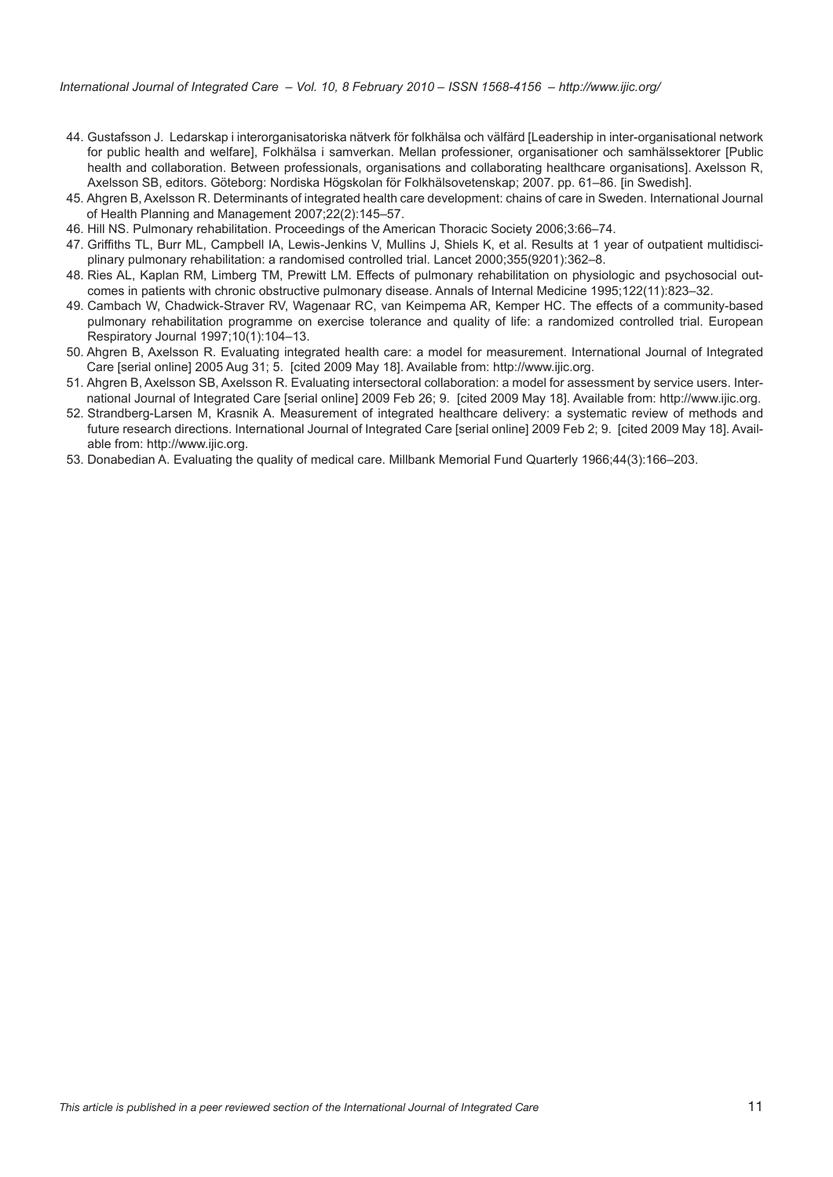44. Gustafsson J. Ledarskap i interorganisatoriska nätverk för folkhälsa och välfärd [Leadership in inter-organisational network for public health and welfare], Folkhälsa i samverkan. Mellan professioner, organisationer och samhälssektorer [Public health and collaboration. Between professionals, organisations and collaborating healthcare organisations]. Axelsson R, Axelsson SB, editors. Göteborg: Nordiska Högskolan för Folkhälsovetenskap; 2007. pp. 61–86. [in Swedish].
45. Ahgren B, Axelsson R. Determinants of integrated health care development: chains of care in Sweden. International Journal of Health Planning and Management 2007;22(2):145–57.
46. Hill NS. Pulmonary rehabilitation. Proceedings of the American Thoracic Society 2006;3:66–74.
47. Griffiths TL, Burr ML, Campbell IA, Lewis-Jenkins V, Mullins J, Shiels K, et al. Results at 1 year of outpatient multidisciplinary pulmonary rehabilitation: a randomised controlled trial. Lancet 2000;355(9201):362–8.
48. Ries AL, Kaplan RM, Limberg TM, Prewitt LM. Effects of pulmonary rehabilitation on physiologic and psychosocial outcomes in patients with chronic obstructive pulmonary disease. Annals of Internal Medicine 1995;122(11):823–32.
49. Cambach W, Chadwick-Straver RV, Wagenaar RC, van Keimpema AR, Kemper HC. The effects of a community-based pulmonary rehabilitation programme on exercise tolerance and quality of life: a randomized controlled trial. European Respiratory Journal 1997;10(1):104–13.
50. Ahgren B, Axelsson R. Evaluating integrated health care: a model for measurement. International Journal of Integrated Care [serial online] 2005 Aug 31; 5. [cited 2009 May 18]. Available from: http://www.ijic.org.
51. Ahgren B, Axelsson SB, Axelsson R. Evaluating intersectoral collaboration: a model for assessment by service users. International Journal of Integrated Care [serial online] 2009 Feb 26; 9. [cited 2009 May 18]. Available from: http://www.ijic.org.
52. Strandberg-Larsen M, Krasnik A. Measurement of integrated healthcare delivery: a systematic review of methods and future research directions. International Journal of Integrated Care [serial online] 2009 Feb 2; 9. [cited 2009 May 18]. Available from: http://www.ijic.org.
53. Donabedian A. Evaluating the quality of medical care. Millbank Memorial Fund Quarterly 1966;44(3):166–203.